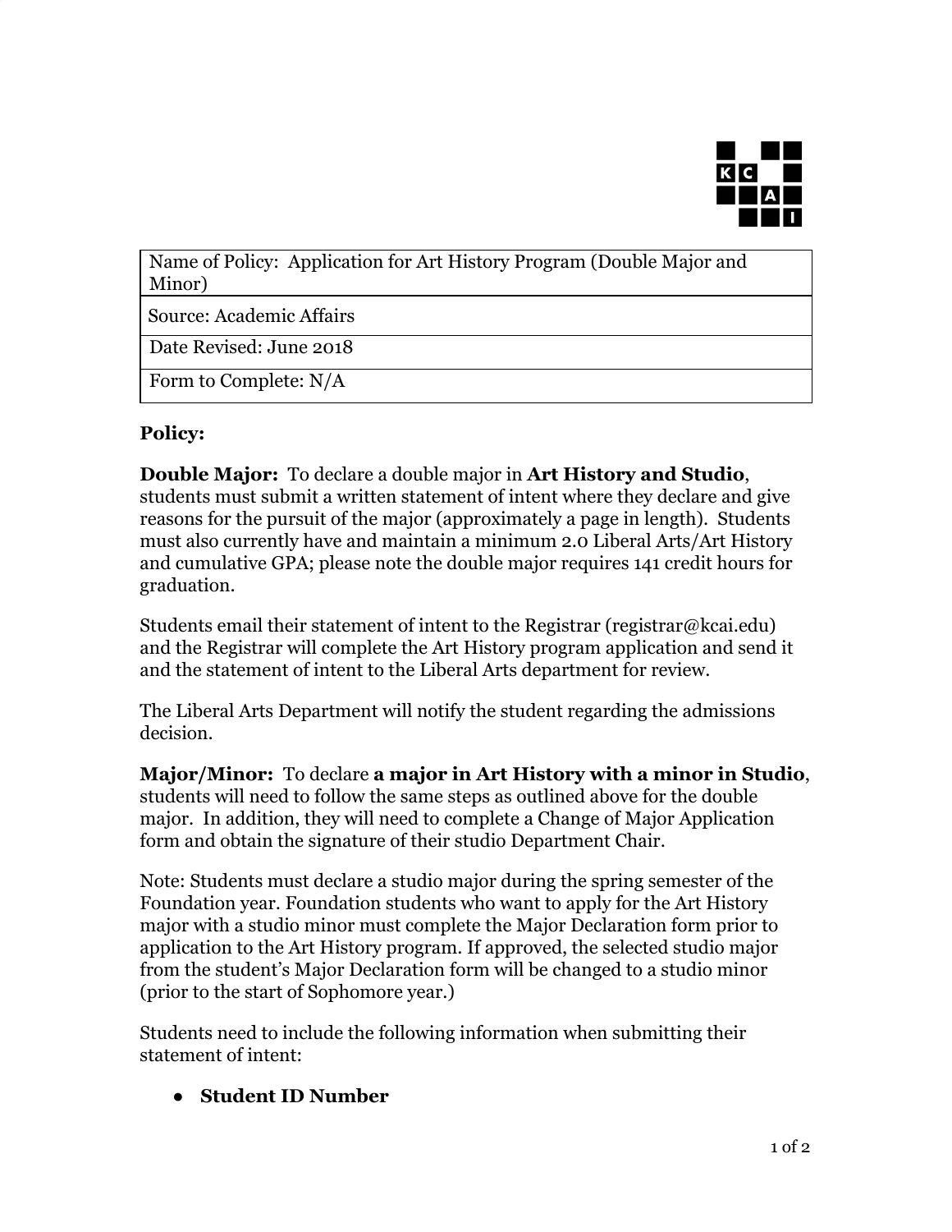| Name of Policy: Application for Art History Program (Double Major and Minor) |
|---|
| Source: Academic Affairs |
| Date Revised: June 2018 |
| Form to Complete: N/A |

**Policy:**

**Double Major:** To declare a double major in **Art History and Studio**, students must submit a written statement of intent where they declare and give reasons for the pursuit of the major (approximately a page in length). Students must also currently have and maintain a minimum 2.0 Liberal Arts/Art History and cumulative GPA; please note the double major requires 141 credit hours for graduation.

Students email their statement of intent to the Registrar (registrar@kcai.edu) and the Registrar will complete the Art History program application and send it and the statement of intent to the Liberal Arts department for review.

The Liberal Arts Department will notify the student regarding the admissions decision.

**Major/Minor:** To declare **a major in Art History with a minor in Studio**, students will need to follow the same steps as outlined above for the double major. In addition, they will need to complete a Change of Major Application form and obtain the signature of their studio Department Chair.

Note: Students must declare a studio major during the spring semester of the Foundation year. Foundation students who want to apply for the Art History major with a studio minor must complete the Major Declaration form prior to application to the Art History program. If approved, the selected studio major from the student's Major Declaration form will be changed to a studio minor (prior to the start of Sophomore year.)

Students need to include the following information when submitting their statement of intent:

- **Student ID Number**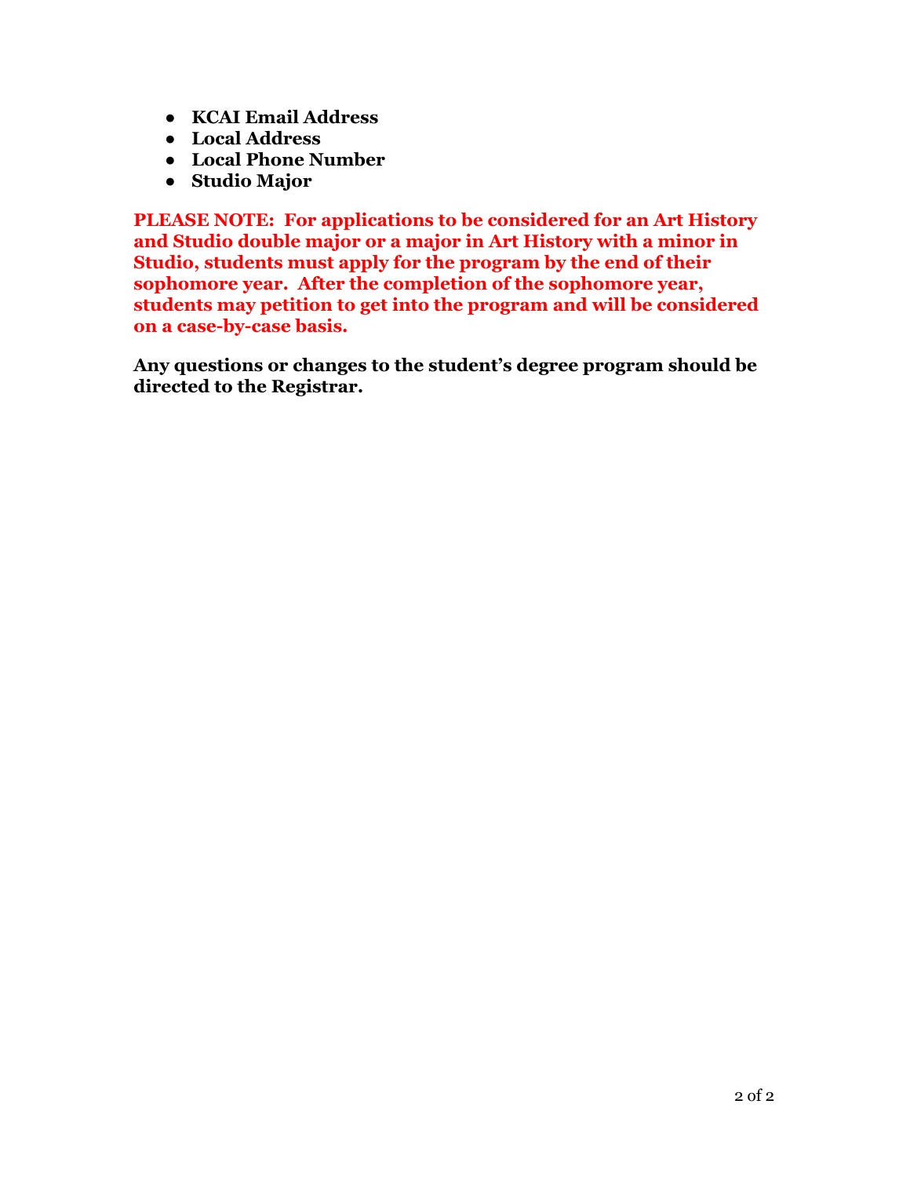- **KCAI Email Address**
- **Local Address**
- **Local Phone Number**
- **Studio Major**

**PLEASE NOTE: For applications to be considered for an Art History and Studio double major or a major in Art History with a minor in Studio, students must apply for the program by the end of their sophomore year. After the completion of the sophomore year, students may petition to get into the program and will be considered on a case-by-case basis.**

**Any questions or changes to the student's degree program should be directed to the Registrar.**